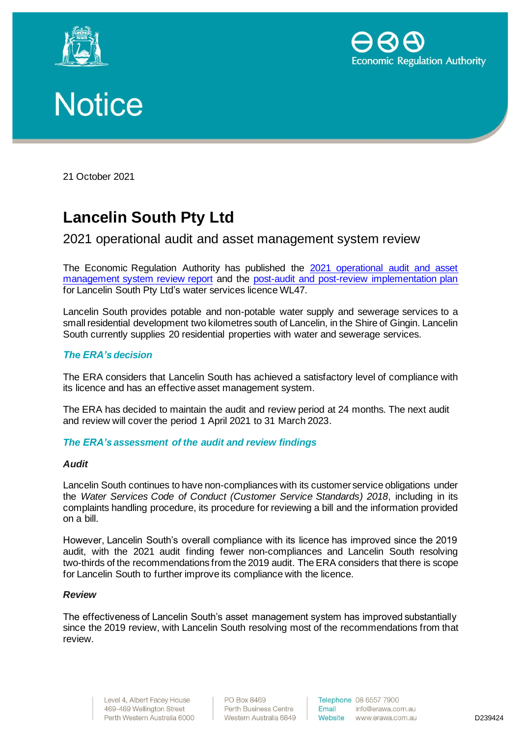# Notice

21 October 2021

## Lancelin South Pty Ltd

### 2021 operational audit and asset management system review

The Economic Regulation Authority has published the [2021 operational audit and asset management system review report]() and the [post-audit and post-review implementation plan]() for Lancelin South Pty Ltd's water services licence WL47.

Lancelin South provides potable and non-potable water supply and sewerage services to a small residential development two kilometres south of Lancelin, in the Shire of Gingin. Lancelin South currently supplies 20 residential properties with water and sewerage services.

#### *The ERA's decision*

The ERA considers that Lancelin South has achieved a satisfactory level of compliance with its licence and has an effective asset management system.

The ERA has decided to maintain the audit and review period at 24 months. The next audit and review will cover the period 1 April 2021 to 31 March 2023.

#### *The ERA's assessment of the audit and review findings*

***Audit***

Lancelin South continues to have non-compliances with its customer service obligations under the *Water Services Code of Conduct (Customer Service Standards) 2018*, including in its complaints handling procedure, its procedure for reviewing a bill and the information provided on a bill.

However, Lancelin South's overall compliance with its licence has improved since the 2019 audit, with the 2021 audit finding fewer non-compliances and Lancelin South resolving two-thirds of the recommendations from the 2019 audit. The ERA considers that there is scope for Lancelin South to further improve its compliance with the licence.

***Review***

The effectiveness of Lancelin South's asset management system has improved substantially since the 2019 review, with Lancelin South resolving most of the recommendations from that review.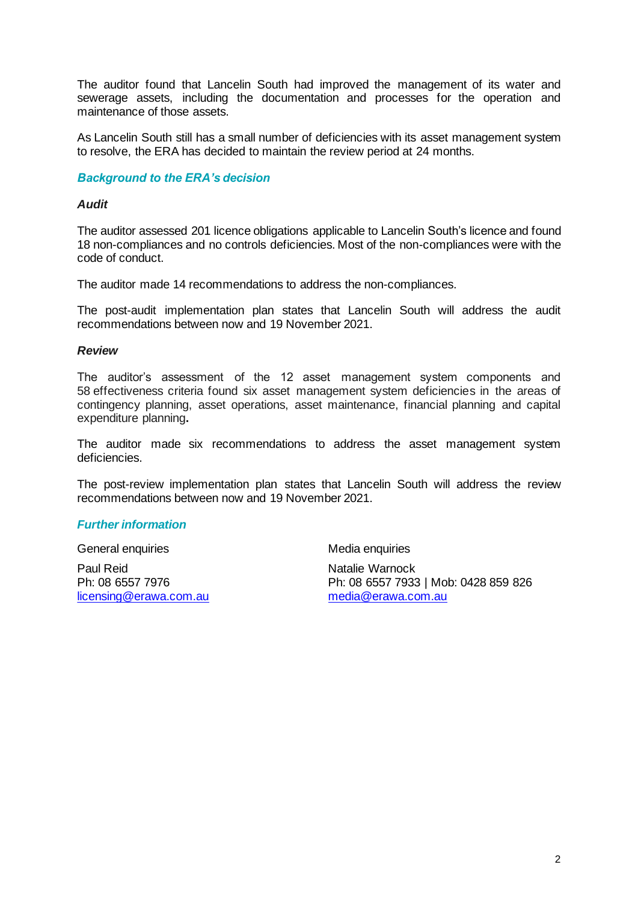The auditor found that Lancelin South had improved the management of its water and sewerage assets, including the documentation and processes for the operation and maintenance of those assets.

As Lancelin South still has a small number of deficiencies with its asset management system to resolve, the ERA has decided to maintain the review period at 24 months.

## *Background to the ERA's decision*

### *Audit*

The auditor assessed 201 licence obligations applicable to Lancelin South's licence and found 18 non-compliances and no controls deficiencies. Most of the non-compliances were with the code of conduct.

The auditor made 14 recommendations to address the non-compliances.

The post-audit implementation plan states that Lancelin South will address the audit recommendations between now and 19 November 2021.

### *Review*

The auditor's assessment of the 12 asset management system components and 58 effectiveness criteria found six asset management system deficiencies in the areas of contingency planning, asset operations, asset maintenance, financial planning and capital expenditure planning**.**

The auditor made six recommendations to address the asset management system deficiencies.

The post-review implementation plan states that Lancelin South will address the review recommendations between now and 19 November 2021.

## *Further information*

General enquiries

Paul Reid
Ph: 08 6557 7976
licensing@erawa.com.au

Media enquiries

Natalie Warnock
Ph: 08 6557 7933 | Mob: 0428 859 826
media@erawa.com.au